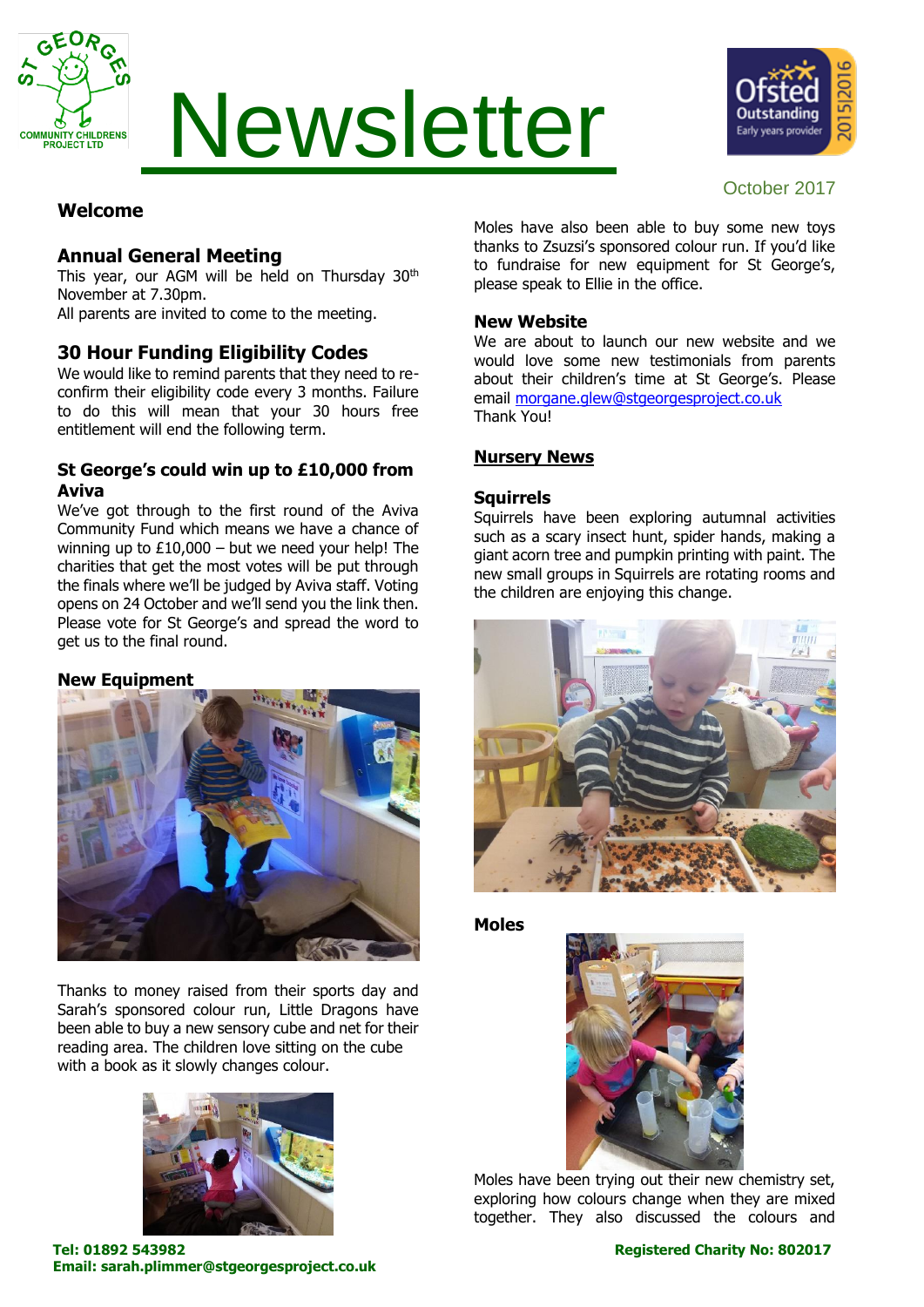# Newsletter

October 2017

## Welcome

### Annual General Meeting

This year, our AGM will be held on Thursday 30th November at 7.30pm.
All parents are invited to come to the meeting.

### 30 Hour Funding Eligibility Codes

We would like to remind parents that they need to re-confirm their eligibility code every 3 months. Failure to do this will mean that your 30 hours free entitlement will end the following term.

### St George's could win up to £10,000 from Aviva

We've got through to the first round of the Aviva Community Fund which means we have a chance of winning up to £10,000 – but we need your help! The charities that get the most votes will be put through the finals where we'll be judged by Aviva staff. Voting opens on 24 October and we'll send you the link then. Please vote for St George's and spread the word to get us to the final round.

### New Equipment

Thanks to money raised from their sports day and Sarah's sponsored colour run, Little Dragons have been able to buy a new sensory cube and net for their reading area. The children love sitting on the cube with a book as it slowly changes colour.

Moles have also been able to buy some new toys thanks to Zsuzsi's sponsored colour run. If you'd like to fundraise for new equipment for St George's, please speak to Ellie in the office.

### New Website

We are about to launch our new website and we would love some new testimonials from parents about their children's time at St George's. Please email morgane.glew@stgeorgesproject.co.uk
Thank You!

## Nursery News

### Squirrels

Squirrels have been exploring autumnal activities such as a scary insect hunt, spider hands, making a giant acorn tree and pumpkin printing with paint. The new small groups in Squirrels are rotating rooms and the children are enjoying this change.

### Moles

Moles have been trying out their new chemistry set, exploring how colours change when they are mixed together. They also discussed the colours and

**Tel: 01892 543982**
**Email: sarah.plimmer@stgeorgesproject.co.uk**

**Registered Charity No: 802017**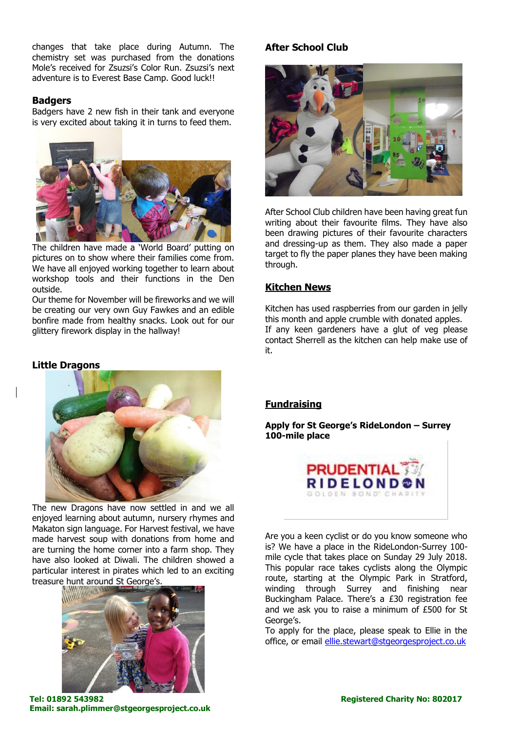changes that take place during Autumn. The chemistry set was purchased from the donations Mole's received for Zsuzsi's Color Run. Zsuzsi's next adventure is to Everest Base Camp. Good luck!!

### Badgers

Badgers have 2 new fish in their tank and everyone is very excited about taking it in turns to feed them.

The children have made a 'World Board' putting on pictures on to show where their families come from. We have all enjoyed working together to learn about workshop tools and their functions in the Den outside.

Our theme for November will be fireworks and we will be creating our very own Guy Fawkes and an edible bonfire made from healthy snacks. Look out for our glittery firework display in the hallway!

### Little Dragons

The new Dragons have now settled in and we all enjoyed learning about autumn, nursery rhymes and Makaton sign language. For Harvest festival, we have made harvest soup with donations from home and are turning the home corner into a farm shop. They have also looked at Diwali. The children showed a particular interest in pirates which led to an exciting treasure hunt around St George's.

### After School Club

After School Club children have been having great fun writing about their favourite films. They have also been drawing pictures of their favourite characters and dressing-up as them. They also made a paper target to fly the paper planes they have been making through.

### Kitchen News

Kitchen has used raspberries from our garden in jelly this month and apple crumble with donated apples. If any keen gardeners have a glut of veg please contact Sherrell as the kitchen can help make use of it.

### Fundraising

**Apply for St George's RideLondon – Surrey 100-mile place**

Are you a keen cyclist or do you know someone who is? We have a place in the RideLondon-Surrey 100-mile cycle that takes place on Sunday 29 July 2018. This popular race takes cyclists along the Olympic route, starting at the Olympic Park in Stratford, winding through Surrey and finishing near Buckingham Palace. There's a £30 registration fee and we ask you to raise a minimum of £500 for St George's.

To apply for the place, please speak to Ellie in the office, or email ellie.stewart@stgeorgesproject.co.uk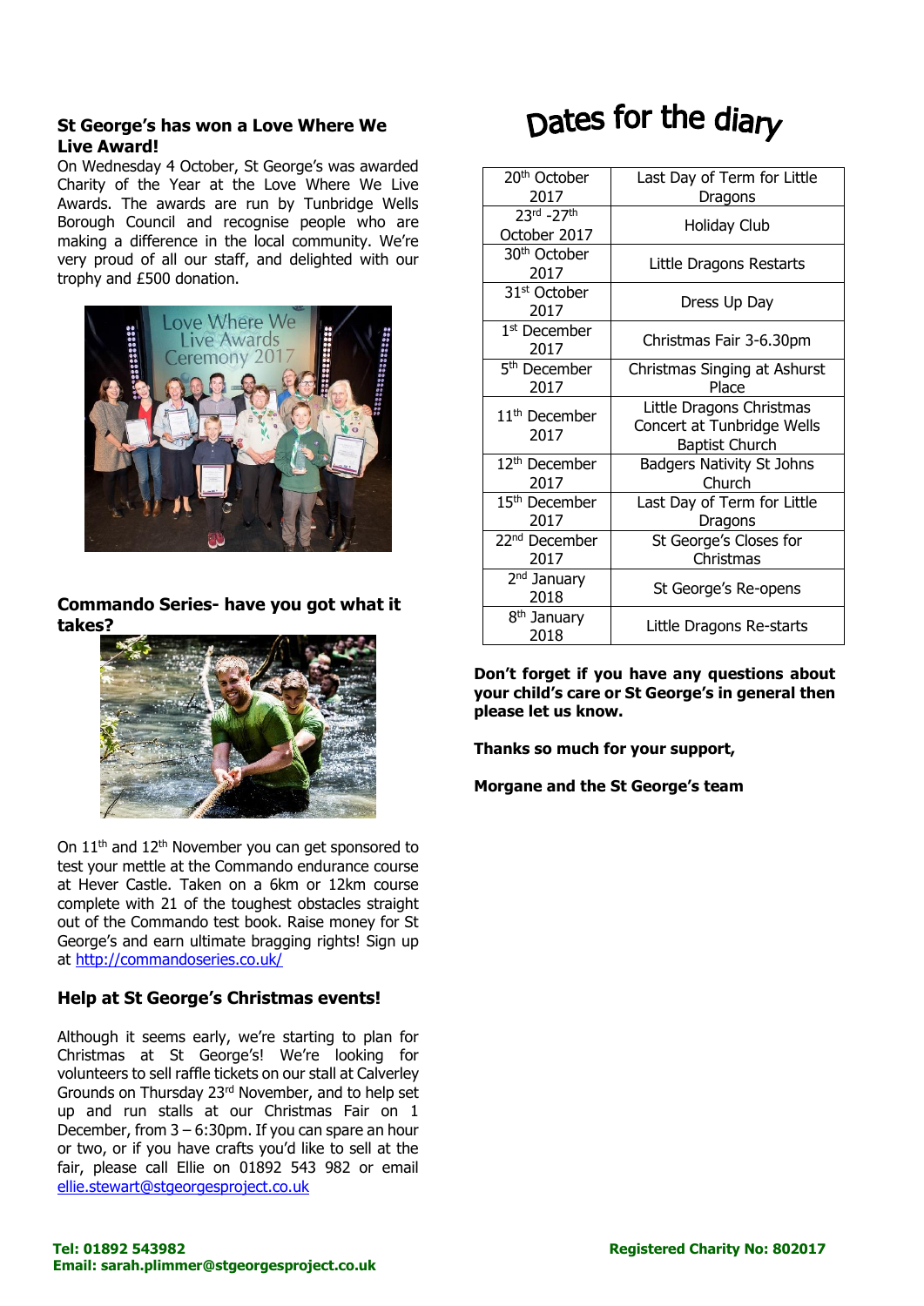### St George's has won a Love Where We Live Award!

On Wednesday 4 October, St George's was awarded Charity of the Year at the Love Where We Live Awards. The awards are run by Tunbridge Wells Borough Council and recognise people who are making a difference in the local community. We're very proud of all our staff, and delighted with our trophy and £500 donation.

### Commando Series- have you got what it takes?

On 11th and 12th November you can get sponsored to test your mettle at the Commando endurance course at Hever Castle. Taken on a 6km or 12km course complete with 21 of the toughest obstacles straight out of the Commando test book. Raise money for St George's and earn ultimate bragging rights! Sign up at http://commandoseries.co.uk/

### Help at St George's Christmas events!

Although it seems early, we're starting to plan for Christmas at St George's! We're looking for volunteers to sell raffle tickets on our stall at Calverley Grounds on Thursday 23rd November, and to help set up and run stalls at our Christmas Fair on 1 December, from 3 – 6:30pm. If you can spare an hour or two, or if you have crafts you'd like to sell at the fair, please call Ellie on 01892 543 982 or email ellie.stewart@stgeorgesproject.co.uk

# Dates for the diary

| | |
|---|---|
| 20th October 2017 | Last Day of Term for Little Dragons |
| 23rd -27th October 2017 | Holiday Club |
| 30th October 2017 | Little Dragons Restarts |
| 31st October 2017 | Dress Up Day |
| 1st December 2017 | Christmas Fair 3-6.30pm |
| 5th December 2017 | Christmas Singing at Ashurst Place |
| 11th December 2017 | Little Dragons Christmas Concert at Tunbridge Wells Baptist Church |
| 12th December 2017 | Badgers Nativity St Johns Church |
| 15th December 2017 | Last Day of Term for Little Dragons |
| 22nd December 2017 | St George's Closes for Christmas |
| 2nd January 2018 | St George's Re-opens |
| 8th January 2018 | Little Dragons Re-starts |

**Don't forget if you have any questions about your child's care or St George's in general then please let us know.**

**Thanks so much for your support,**

**Morgane and the St George's team**

**Tel: 01892 543982**
**Email: sarah.plimmer@stgeorgesproject.co.uk**

**Registered Charity No: 802017**